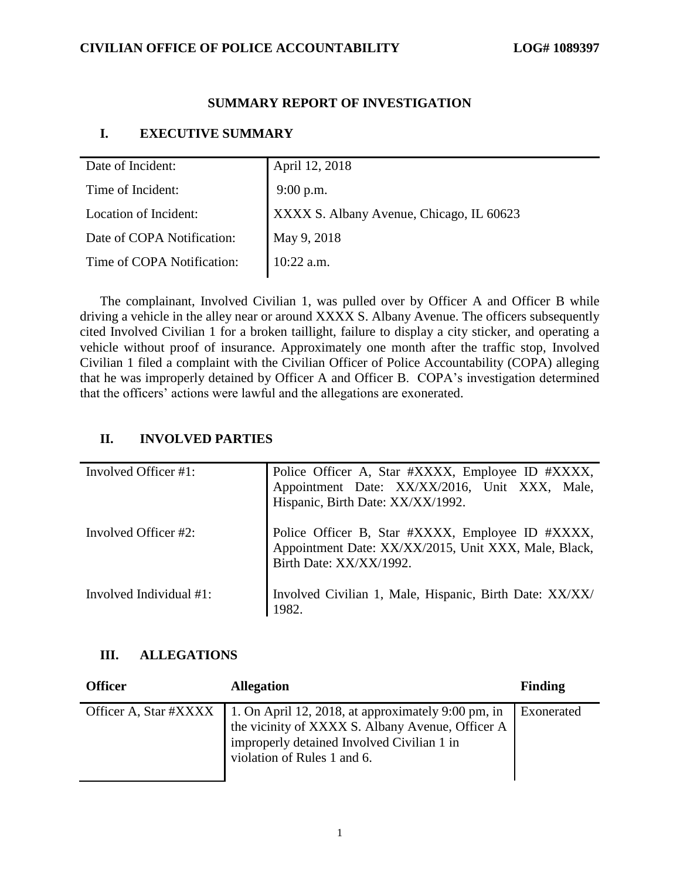CIVILIAN OFFICE OF POLICE ACCOUNTABILITY LOG# 1089397

# SUMMARY REPORT OF INVESTIGATION

## I. EXECUTIVE SUMMARY

| | |
|---|---|
| Date of Incident: | April 12, 2018 |
| Time of Incident: | 9:00 p.m. |
| Location of Incident: | XXXX S. Albany Avenue, Chicago, IL 60623 |
| Date of COPA Notification: | May 9, 2018 |
| Time of COPA Notification: | 10:22 a.m. |

The complainant, Involved Civilian 1, was pulled over by Officer A and Officer B while driving a vehicle in the alley near or around XXXX S. Albany Avenue. The officers subsequently cited Involved Civilian 1 for a broken taillight, failure to display a city sticker, and operating a vehicle without proof of insurance. Approximately one month after the traffic stop, Involved Civilian 1 filed a complaint with the Civilian Officer of Police Accountability (COPA) alleging that he was improperly detained by Officer A and Officer B. COPA's investigation determined that the officers' actions were lawful and the allegations are exonerated.

## II. INVOLVED PARTIES

| | |
|---|---|
| Involved Officer #1: | Police Officer A, Star #XXXX, Employee ID #XXXX, Appointment Date: XX/XX/2016, Unit XXX, Male, Hispanic, Birth Date: XX/XX/1992. |
| Involved Officer #2: | Police Officer B, Star #XXXX, Employee ID #XXXX, Appointment Date: XX/XX/2015, Unit XXX, Male, Black, Birth Date: XX/XX/1992. |
| Involved Individual #1: | Involved Civilian 1, Male, Hispanic, Birth Date: XX/XX/1982. |

## III. ALLEGATIONS

| Officer | Allegation | Finding |
|---|---|---|
| Officer A, Star #XXXX | 1. On April 12, 2018, at approximately 9:00 pm, in the vicinity of XXXX S. Albany Avenue, Officer A improperly detained Involved Civilian 1 in violation of Rules 1 and 6. | Exonerated |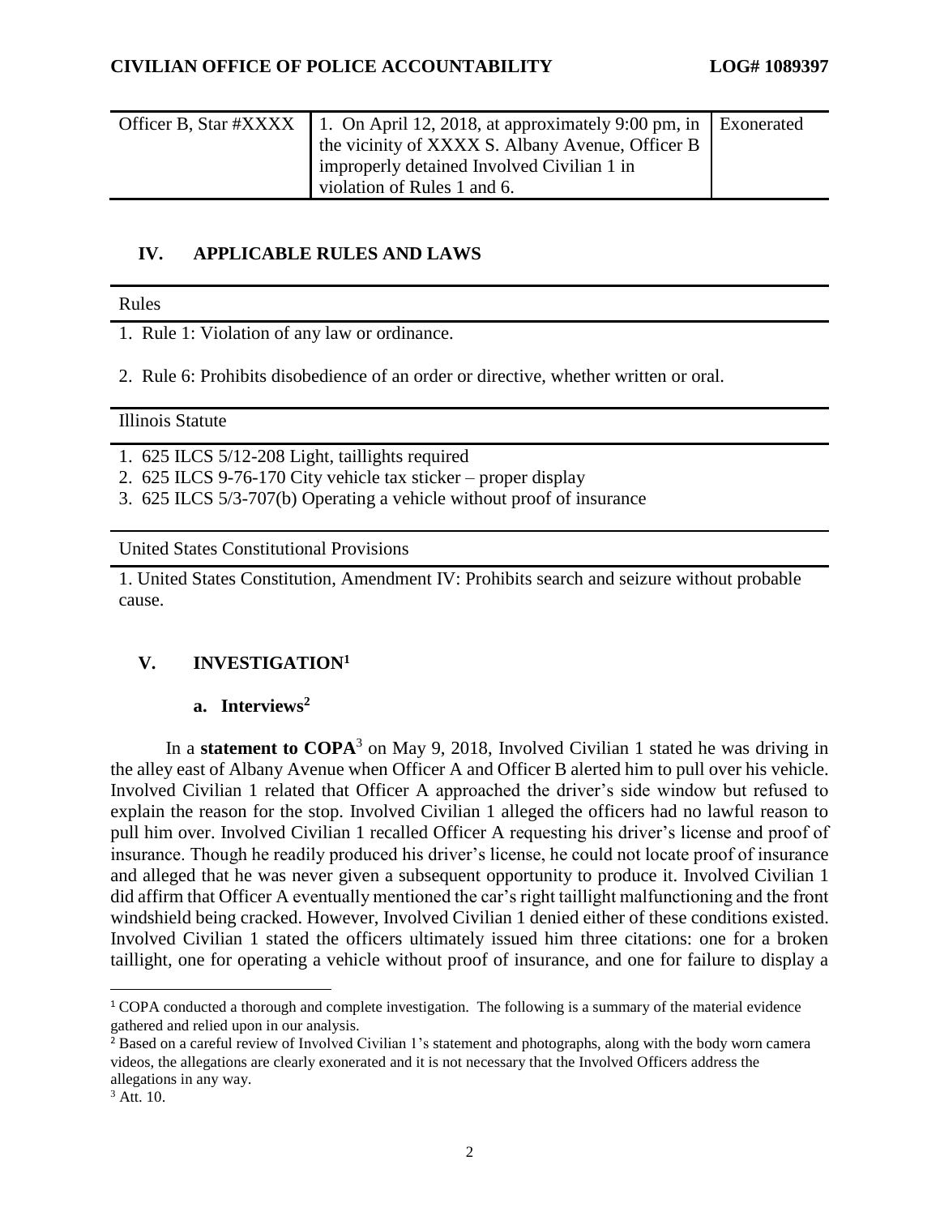| Officer B, Star #XXXX | 1. On April 12, 2018, at approximately 9:00 pm, in the vicinity of XXXX S. Albany Avenue, Officer B improperly detained Involved Civilian 1 in violation of Rules 1 and 6. | Exonerated |
|---|---|---|

## IV. APPLICABLE RULES AND LAWS

**Rules**

1. Rule 1: Violation of any law or ordinance.
2. Rule 6: Prohibits disobedience of an order or directive, whether written or oral.

**Illinois Statute**

1. 625 ILCS 5/12-208 Light, taillights required
2. 625 ILCS 9-76-170 City vehicle tax sticker – proper display
3. 625 ILCS 5/3-707(b) Operating a vehicle without proof of insurance

**United States Constitutional Provisions**

1. United States Constitution, Amendment IV: Prohibits search and seizure without probable cause.

## V. INVESTIGATION[1]

### a. Interviews[2]

In a **statement to COPA**[3] on May 9, 2018, Involved Civilian 1 stated he was driving in the alley east of Albany Avenue when Officer A and Officer B alerted him to pull over his vehicle. Involved Civilian 1 related that Officer A approached the driver's side window but refused to explain the reason for the stop. Involved Civilian 1 alleged the officers had no lawful reason to pull him over. Involved Civilian 1 recalled Officer A requesting his driver's license and proof of insurance. Though he readily produced his driver's license, he could not locate proof of insurance and alleged that he was never given a subsequent opportunity to produce it. Involved Civilian 1 did affirm that Officer A eventually mentioned the car's right taillight malfunctioning and the front windshield being cracked. However, Involved Civilian 1 denied either of these conditions existed. Involved Civilian 1 stated the officers ultimately issued him three citations: one for a broken taillight, one for operating a vehicle without proof of insurance, and one for failure to display a

---

[1] COPA conducted a thorough and complete investigation. The following is a summary of the material evidence gathered and relied upon in our analysis.

[2] Based on a careful review of Involved Civilian 1's statement and photographs, along with the body worn camera videos, the allegations are clearly exonerated and it is not necessary that the Involved Officers address the allegations in any way.

[3] Att. 10.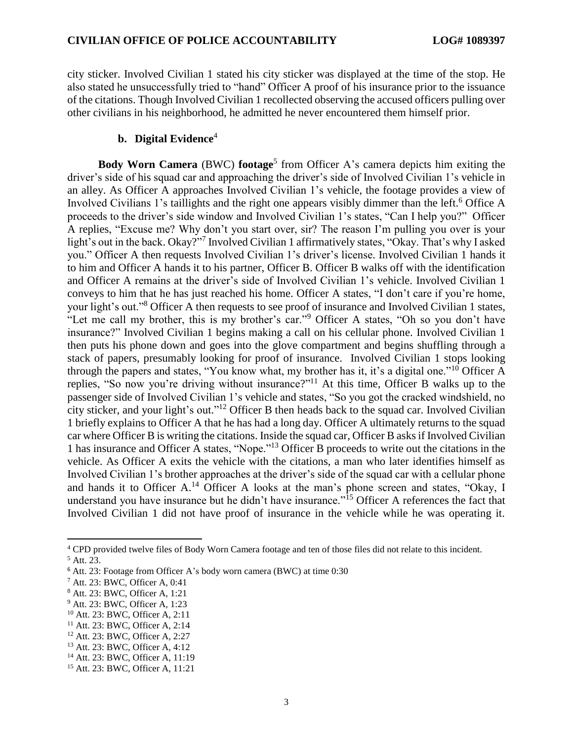city sticker. Involved Civilian 1 stated his city sticker was displayed at the time of the stop. He also stated he unsuccessfully tried to "hand" Officer A proof of his insurance prior to the issuance of the citations. Though Involved Civilian 1 recollected observing the accused officers pulling over other civilians in his neighborhood, he admitted he never encountered them himself prior.

### b. Digital Evidence[4]

**Body Worn Camera** (BWC) **footage**[5] from Officer A's camera depicts him exiting the driver's side of his squad car and approaching the driver's side of Involved Civilian 1's vehicle in an alley. As Officer A approaches Involved Civilian 1's vehicle, the footage provides a view of Involved Civilians 1's taillights and the right one appears visibly dimmer than the left.[6] Office A proceeds to the driver's side window and Involved Civilian 1's states, "Can I help you?" Officer A replies, "Excuse me? Why don't you start over, sir? The reason I'm pulling you over is your light's out in the back. Okay?"[7] Involved Civilian 1 affirmatively states, "Okay. That's why I asked you." Officer A then requests Involved Civilian 1's driver's license. Involved Civilian 1 hands it to him and Officer A hands it to his partner, Officer B. Officer B walks off with the identification and Officer A remains at the driver's side of Involved Civilian 1's vehicle. Involved Civilian 1 conveys to him that he has just reached his home. Officer A states, "I don't care if you're home, your light's out."[8] Officer A then requests to see proof of insurance and Involved Civilian 1 states, "Let me call my brother, this is my brother's car."[9] Officer A states, "Oh so you don't have insurance?" Involved Civilian 1 begins making a call on his cellular phone. Involved Civilian 1 then puts his phone down and goes into the glove compartment and begins shuffling through a stack of papers, presumably looking for proof of insurance. Involved Civilian 1 stops looking through the papers and states, "You know what, my brother has it, it's a digital one."[10] Officer A replies, "So now you're driving without insurance?"[11] At this time, Officer B walks up to the passenger side of Involved Civilian 1's vehicle and states, "So you got the cracked windshield, no city sticker, and your light's out."[12] Officer B then heads back to the squad car. Involved Civilian 1 briefly explains to Officer A that he has had a long day. Officer A ultimately returns to the squad car where Officer B is writing the citations. Inside the squad car, Officer B asks if Involved Civilian 1 has insurance and Officer A states, "Nope."[13] Officer B proceeds to write out the citations in the vehicle. As Officer A exits the vehicle with the citations, a man who later identifies himself as Involved Civilian 1's brother approaches at the driver's side of the squad car with a cellular phone and hands it to Officer A.[14] Officer A looks at the man's phone screen and states, "Okay, I understand you have insurance but he didn't have insurance."[15] Officer A references the fact that Involved Civilian 1 did not have proof of insurance in the vehicle while he was operating it.

---

[4] CPD provided twelve files of Body Worn Camera footage and ten of those files did not relate to this incident.
[5] Att. 23.
[6] Att. 23: Footage from Officer A's body worn camera (BWC) at time 0:30
[7] Att. 23: BWC, Officer A, 0:41
[8] Att. 23: BWC, Officer A, 1:21
[9] Att. 23: BWC, Officer A, 1:23
[10] Att. 23: BWC, Officer A, 2:11
[11] Att. 23: BWC, Officer A, 2:14
[12] Att. 23: BWC, Officer A, 2:27
[13] Att. 23: BWC, Officer A, 4:12
[14] Att. 23: BWC, Officer A, 11:19
[15] Att. 23: BWC, Officer A, 11:21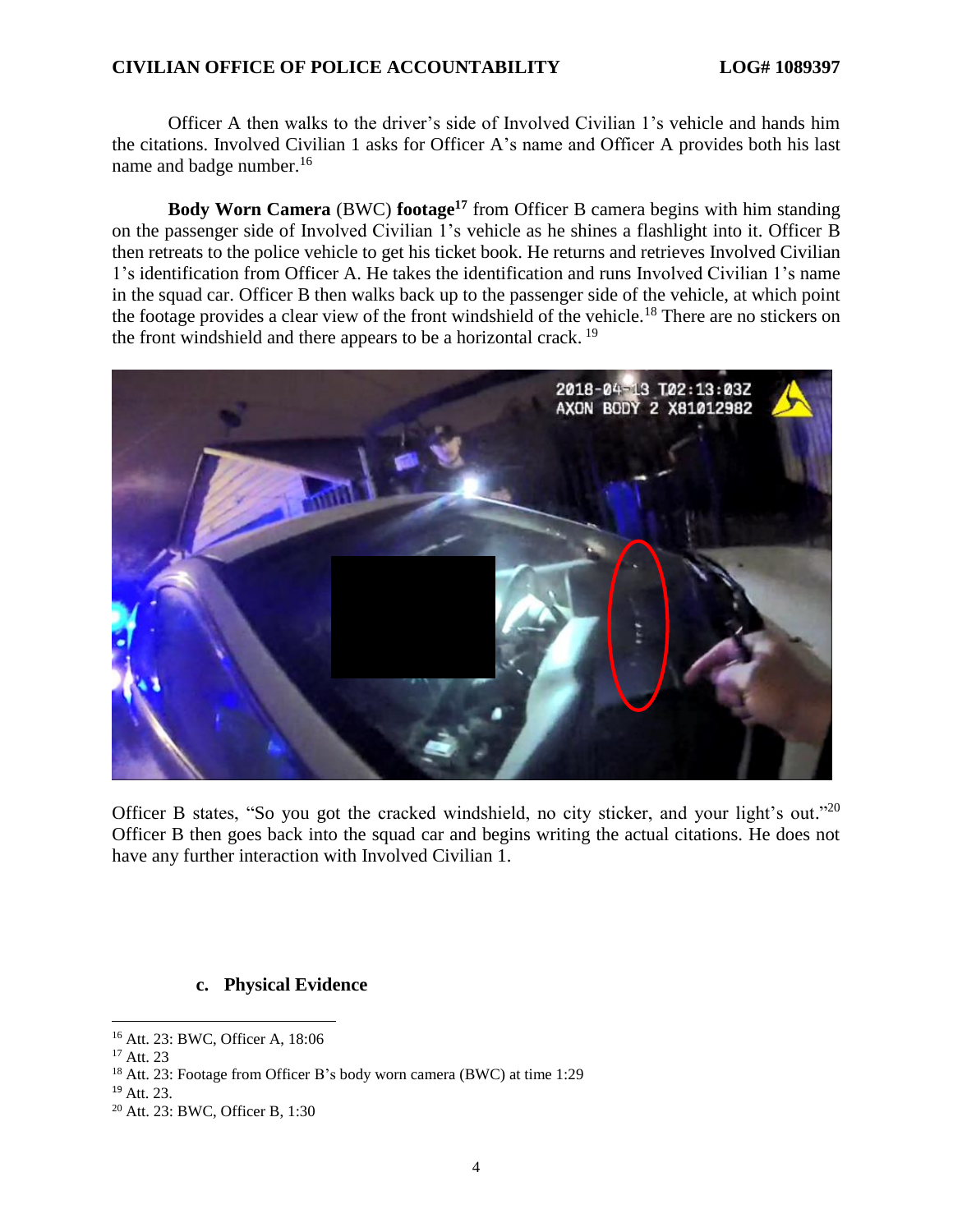Officer A then walks to the driver's side of Involved Civilian 1's vehicle and hands him the citations. Involved Civilian 1 asks for Officer A's name and Officer A provides both his last name and badge number.[16]

**Body Worn Camera** (BWC) **footage**[17] from Officer B camera begins with him standing on the passenger side of Involved Civilian 1's vehicle as he shines a flashlight into it. Officer B then retreats to the police vehicle to get his ticket book. He returns and retrieves Involved Civilian 1's identification from Officer A. He takes the identification and runs Involved Civilian 1's name in the squad car. Officer B then walks back up to the passenger side of the vehicle, at which point the footage provides a clear view of the front windshield of the vehicle.[18] There are no stickers on the front windshield and there appears to be a horizontal crack. [19]

Officer B states, "So you got the cracked windshield, no city sticker, and your light's out."[20] Officer B then goes back into the squad car and begins writing the actual citations. He does not have any further interaction with Involved Civilian 1.

### c. Physical Evidence

---

[16] Att. 23: BWC, Officer A, 18:06

[17] Att. 23

[18] Att. 23: Footage from Officer B's body worn camera (BWC) at time 1:29

[19] Att. 23.

[20] Att. 23: BWC, Officer B, 1:30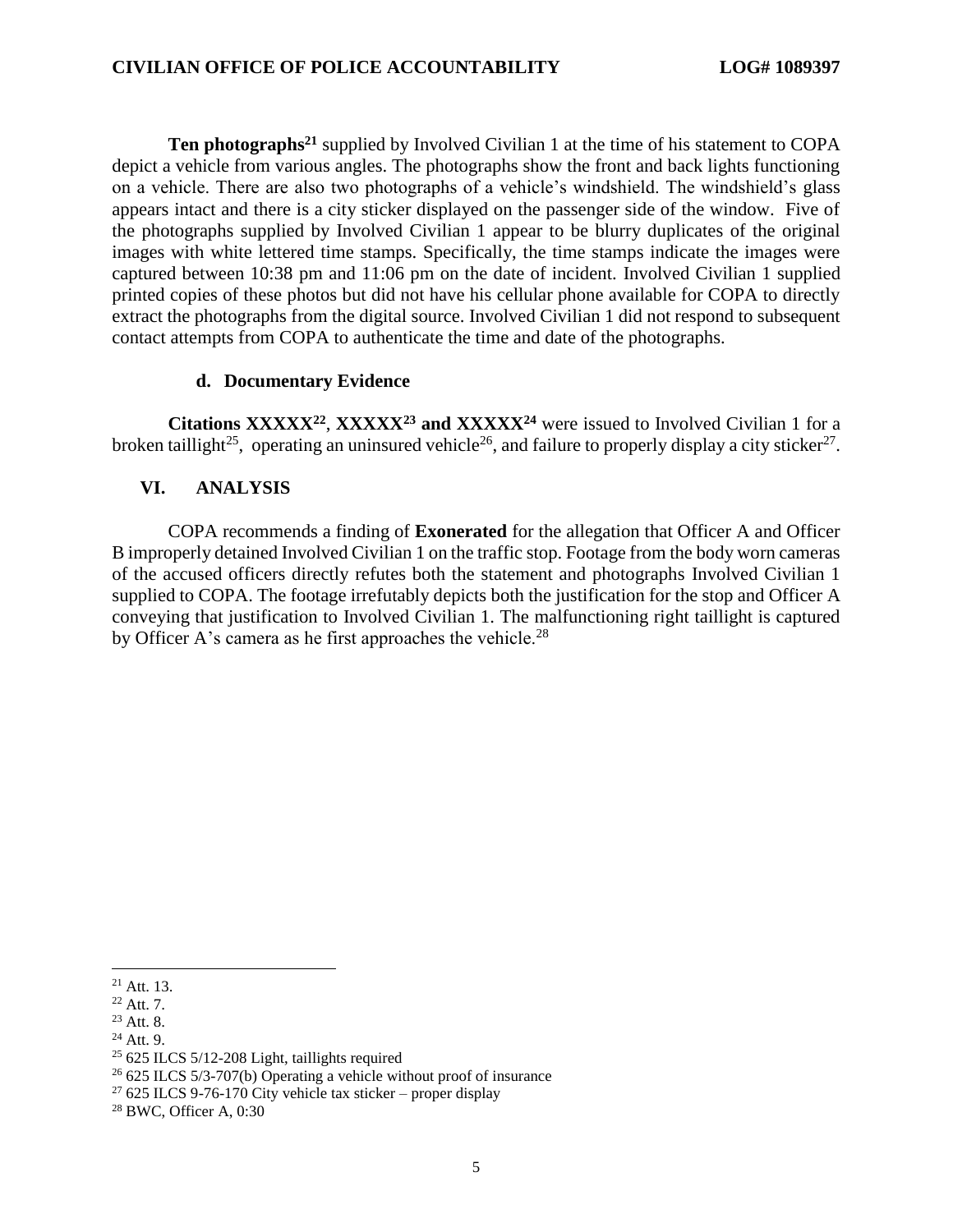**Ten photographs**[21] supplied by Involved Civilian 1 at the time of his statement to COPA depict a vehicle from various angles. The photographs show the front and back lights functioning on a vehicle. There are also two photographs of a vehicle's windshield. The windshield's glass appears intact and there is a city sticker displayed on the passenger side of the window. Five of the photographs supplied by Involved Civilian 1 appear to be blurry duplicates of the original images with white lettered time stamps. Specifically, the time stamps indicate the images were captured between 10:38 pm and 11:06 pm on the date of incident. Involved Civilian 1 supplied printed copies of these photos but did not have his cellular phone available for COPA to directly extract the photographs from the digital source. Involved Civilian 1 did not respond to subsequent contact attempts from COPA to authenticate the time and date of the photographs.

### d. Documentary Evidence

**Citations XXXXX**[22], **XXXXX**[23] **and XXXXX**[24] were issued to Involved Civilian 1 for a broken taillight[25], operating an uninsured vehicle[26], and failure to properly display a city sticker[27].

## VI. ANALYSIS

COPA recommends a finding of **Exonerated** for the allegation that Officer A and Officer B improperly detained Involved Civilian 1 on the traffic stop. Footage from the body worn cameras of the accused officers directly refutes both the statement and photographs Involved Civilian 1 supplied to COPA. The footage irrefutably depicts both the justification for the stop and Officer A conveying that justification to Involved Civilian 1. The malfunctioning right taillight is captured by Officer A's camera as he first approaches the vehicle.[28]

---

[21] Att. 13.
[22] Att. 7.
[23] Att. 8.
[24] Att. 9.
[25] 625 ILCS 5/12-208 Light, taillights required
[26] 625 ILCS 5/3-707(b) Operating a vehicle without proof of insurance
[27] 625 ILCS 9-76-170 City vehicle tax sticker – proper display
[28] BWC, Officer A, 0:30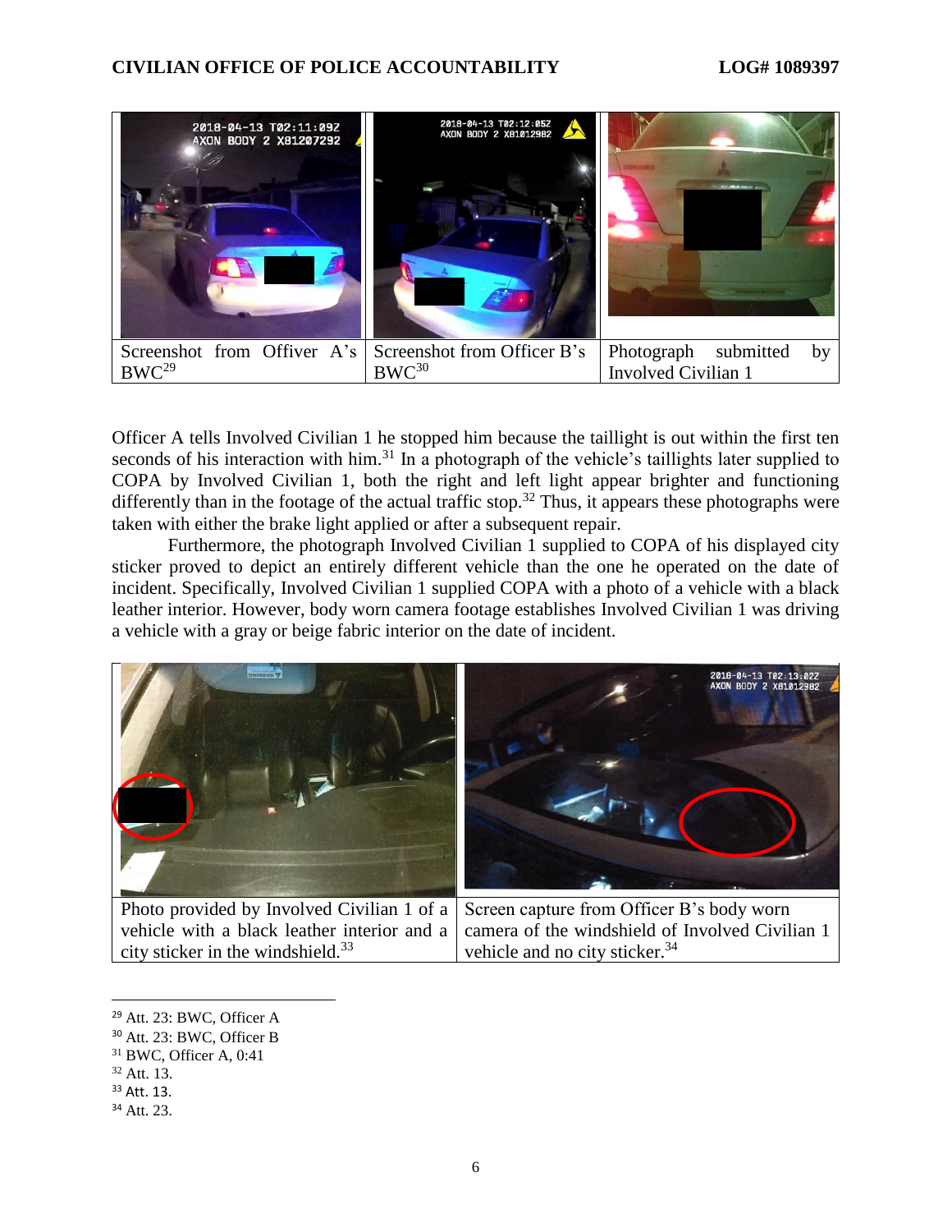| Screenshot from Offiver A's BWC[29] | Screenshot from Officer B's BWC[30] | Photograph submitted by Involved Civilian 1 |
|---|---|---|

Officer A tells Involved Civilian 1 he stopped him because the taillight is out within the first ten seconds of his interaction with him.[31] In a photograph of the vehicle's taillights later supplied to COPA by Involved Civilian 1, both the right and left light appear brighter and functioning differently than in the footage of the actual traffic stop.[32] Thus, it appears these photographs were taken with either the brake light applied or after a subsequent repair.

Furthermore, the photograph Involved Civilian 1 supplied to COPA of his displayed city sticker proved to depict an entirely different vehicle than the one he operated on the date of incident. Specifically, Involved Civilian 1 supplied COPA with a photo of a vehicle with a black leather interior. However, body worn camera footage establishes Involved Civilian 1 was driving a vehicle with a gray or beige fabric interior on the date of incident.

| Photo provided by Involved Civilian 1 of a vehicle with a black leather interior and a city sticker in the windshield.[33] | Screen capture from Officer B's body worn camera of the windshield of Involved Civilian 1 vehicle and no city sticker.[34] |
|---|---|

[29] Att. 23: BWC, Officer A
[30] Att. 23: BWC, Officer B
[31] BWC, Officer A, 0:41
[32] Att. 13.
[33] Att. 13.
[34] Att. 23.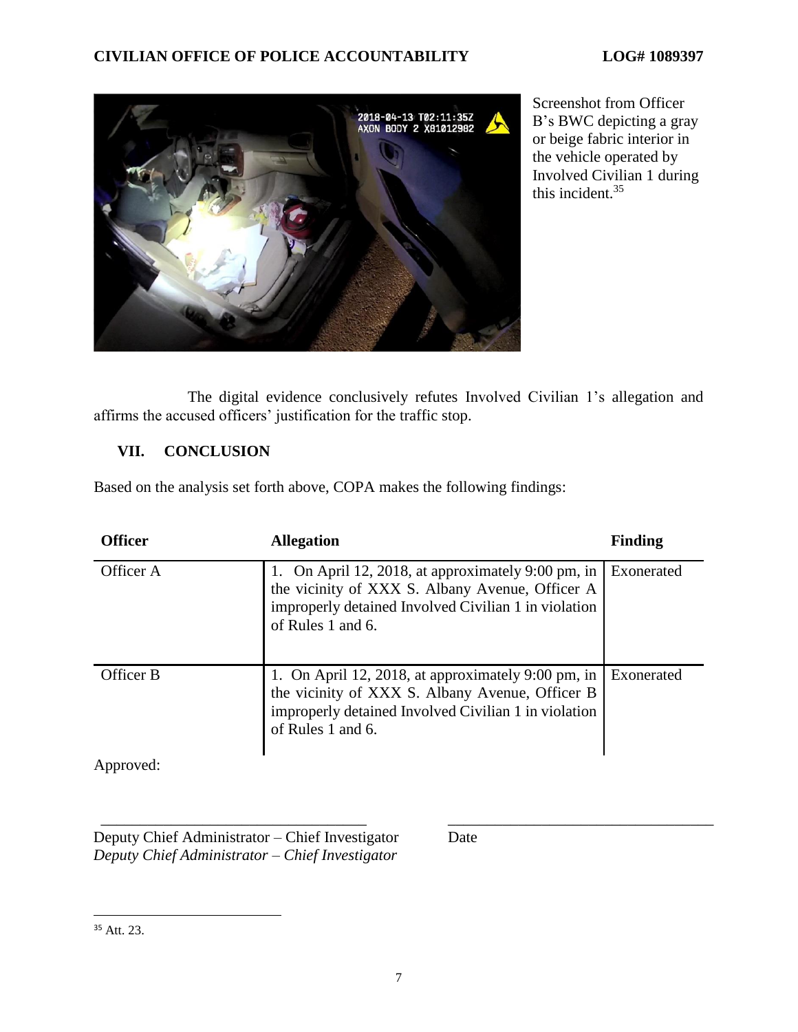Screenshot from Officer B's BWC depicting a gray or beige fabric interior in the vehicle operated by Involved Civilian 1 during this incident.[35]

The digital evidence conclusively refutes Involved Civilian 1's allegation and affirms the accused officers' justification for the traffic stop.

## VII. CONCLUSION

Based on the analysis set forth above, COPA makes the following findings:

| Officer | Allegation | Finding |
|---|---|---|
| Officer A | 1. On April 12, 2018, at approximately 9:00 pm, in the vicinity of XXX S. Albany Avenue, Officer A improperly detained Involved Civilian 1 in violation of Rules 1 and 6. | Exonerated |
| Officer B | 1. On April 12, 2018, at approximately 9:00 pm, in the vicinity of XXX S. Albany Avenue, Officer B improperly detained Involved Civilian 1 in violation of Rules 1 and 6. | Exonerated |

Approved:

__________________________________ __________________________________

Deputy Chief Administrator – Chief Investigator Date

*Deputy Chief Administrator – Chief Investigator*

---

[35] Att. 23.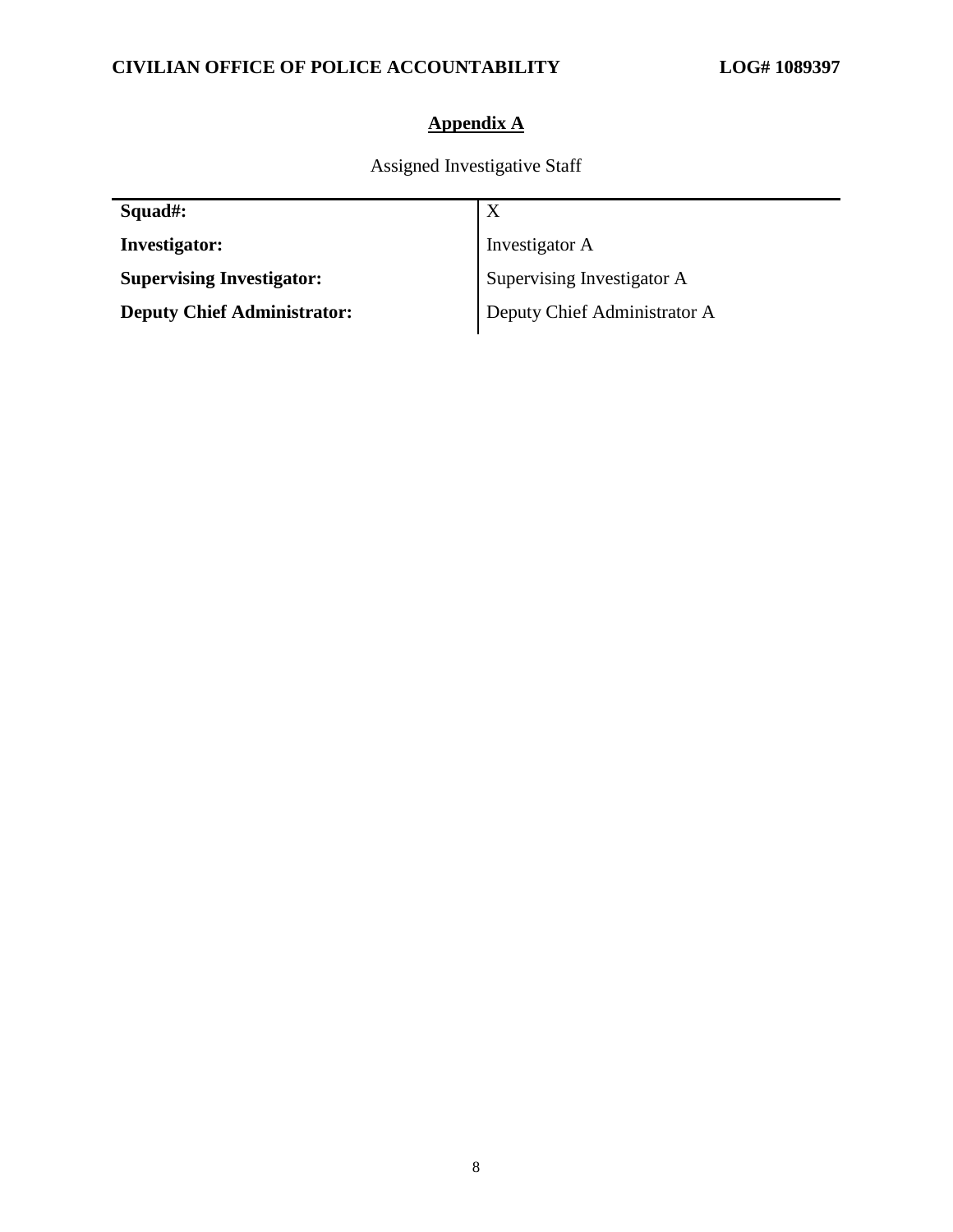## Appendix A

Assigned Investigative Staff

| | |
|---|---|
| **Squad#:** | X |
| **Investigator:** | Investigator A |
| **Supervising Investigator:** | Supervising Investigator A |
| **Deputy Chief Administrator:** | Deputy Chief Administrator A |